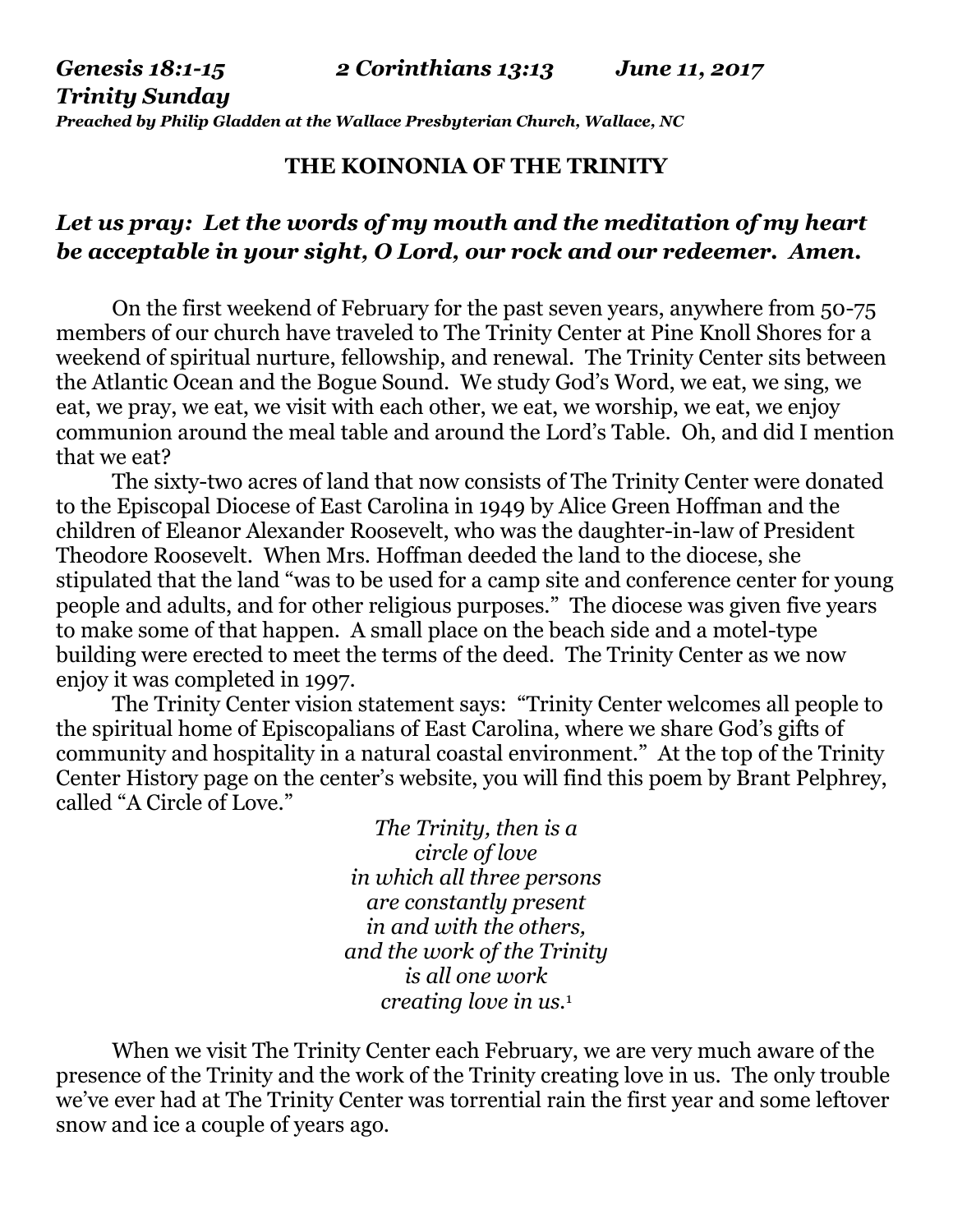***Genesis 18:1-15 2 Corinthians 13:13 June 11, 2017***
***Trinity Sunday***
***Preached by Philip Gladden at the Wallace Presbyterian Church, Wallace, NC***

**THE KOINONIA OF THE TRINITY**

***Let us pray: Let the words of my mouth and the meditation of my heart be acceptable in your sight, O Lord, our rock and our redeemer. Amen.***

On the first weekend of February for the past seven years, anywhere from 50-75 members of our church have traveled to The Trinity Center at Pine Knoll Shores for a weekend of spiritual nurture, fellowship, and renewal. The Trinity Center sits between the Atlantic Ocean and the Bogue Sound. We study God's Word, we eat, we sing, we eat, we pray, we eat, we visit with each other, we eat, we worship, we eat, we enjoy communion around the meal table and around the Lord's Table. Oh, and did I mention that we eat?

The sixty-two acres of land that now consists of The Trinity Center were donated to the Episcopal Diocese of East Carolina in 1949 by Alice Green Hoffman and the children of Eleanor Alexander Roosevelt, who was the daughter-in-law of President Theodore Roosevelt. When Mrs. Hoffman deeded the land to the diocese, she stipulated that the land "was to be used for a camp site and conference center for young people and adults, and for other religious purposes." The diocese was given five years to make some of that happen. A small place on the beach side and a motel-type building were erected to meet the terms of the deed. The Trinity Center as we now enjoy it was completed in 1997.

The Trinity Center vision statement says: "Trinity Center welcomes all people to the spiritual home of Episcopalians of East Carolina, where we share God's gifts of community and hospitality in a natural coastal environment." At the top of the Trinity Center History page on the center's website, you will find this poem by Brant Pelphrey, called "A Circle of Love."

*The Trinity, then is a*
*circle of love*
*in which all three persons*
*are constantly present*
*in and with the others,*
*and the work of the Trinity*
*is all one work*
*creating love in us.*[1]

When we visit The Trinity Center each February, we are very much aware of the presence of the Trinity and the work of the Trinity creating love in us. The only trouble we've ever had at The Trinity Center was torrential rain the first year and some leftover snow and ice a couple of years ago.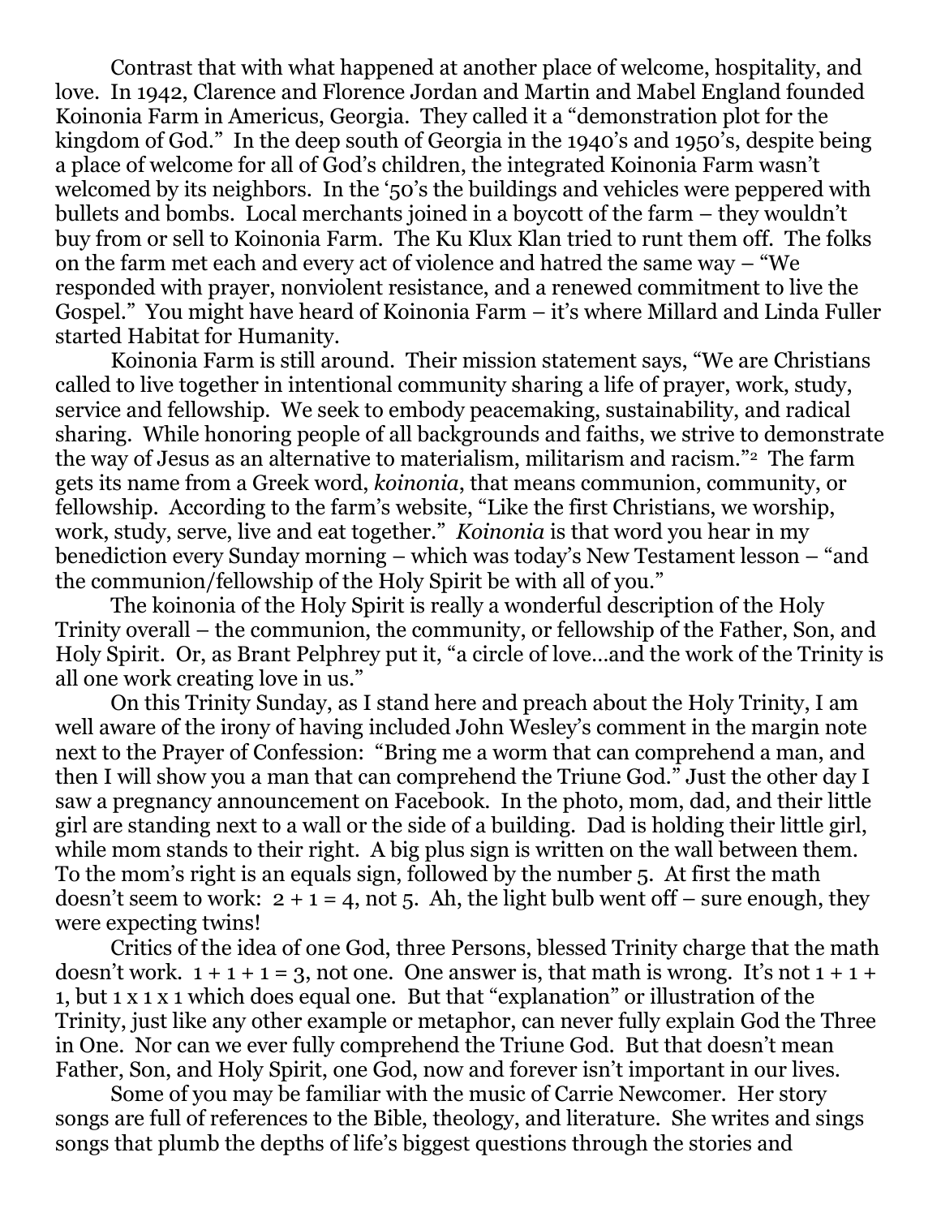Contrast that with what happened at another place of welcome, hospitality, and love. In 1942, Clarence and Florence Jordan and Martin and Mabel England founded Koinonia Farm in Americus, Georgia. They called it a "demonstration plot for the kingdom of God." In the deep south of Georgia in the 1940's and 1950's, despite being a place of welcome for all of God's children, the integrated Koinonia Farm wasn't welcomed by its neighbors. In the '50's the buildings and vehicles were peppered with bullets and bombs. Local merchants joined in a boycott of the farm – they wouldn't buy from or sell to Koinonia Farm. The Ku Klux Klan tried to runt them off. The folks on the farm met each and every act of violence and hatred the same way – "We responded with prayer, nonviolent resistance, and a renewed commitment to live the Gospel." You might have heard of Koinonia Farm – it's where Millard and Linda Fuller started Habitat for Humanity.

Koinonia Farm is still around. Their mission statement says, "We are Christians called to live together in intentional community sharing a life of prayer, work, study, service and fellowship. We seek to embody peacemaking, sustainability, and radical sharing. While honoring people of all backgrounds and faiths, we strive to demonstrate the way of Jesus as an alternative to materialism, militarism and racism."[2] The farm gets its name from a Greek word, *koinonia*, that means communion, community, or fellowship. According to the farm's website, "Like the first Christians, we worship, work, study, serve, live and eat together." *Koinonia* is that word you hear in my benediction every Sunday morning – which was today's New Testament lesson – "and the communion/fellowship of the Holy Spirit be with all of you."

The koinonia of the Holy Spirit is really a wonderful description of the Holy Trinity overall – the communion, the community, or fellowship of the Father, Son, and Holy Spirit. Or, as Brant Pelphrey put it, "a circle of love…and the work of the Trinity is all one work creating love in us."

On this Trinity Sunday, as I stand here and preach about the Holy Trinity, I am well aware of the irony of having included John Wesley's comment in the margin note next to the Prayer of Confession: "Bring me a worm that can comprehend a man, and then I will show you a man that can comprehend the Triune God." Just the other day I saw a pregnancy announcement on Facebook. In the photo, mom, dad, and their little girl are standing next to a wall or the side of a building. Dad is holding their little girl, while mom stands to their right. A big plus sign is written on the wall between them. To the mom's right is an equals sign, followed by the number 5. At first the math doesn't seem to work: 2 + 1 = 4, not 5. Ah, the light bulb went off – sure enough, they were expecting twins!

Critics of the idea of one God, three Persons, blessed Trinity charge that the math doesn't work. 1 + 1 + 1 = 3, not one. One answer is, that math is wrong. It's not 1 + 1 + 1, but 1 x 1 x 1 which does equal one. But that "explanation" or illustration of the Trinity, just like any other example or metaphor, can never fully explain God the Three in One. Nor can we ever fully comprehend the Triune God. But that doesn't mean Father, Son, and Holy Spirit, one God, now and forever isn't important in our lives.

Some of you may be familiar with the music of Carrie Newcomer. Her story songs are full of references to the Bible, theology, and literature. She writes and sings songs that plumb the depths of life's biggest questions through the stories and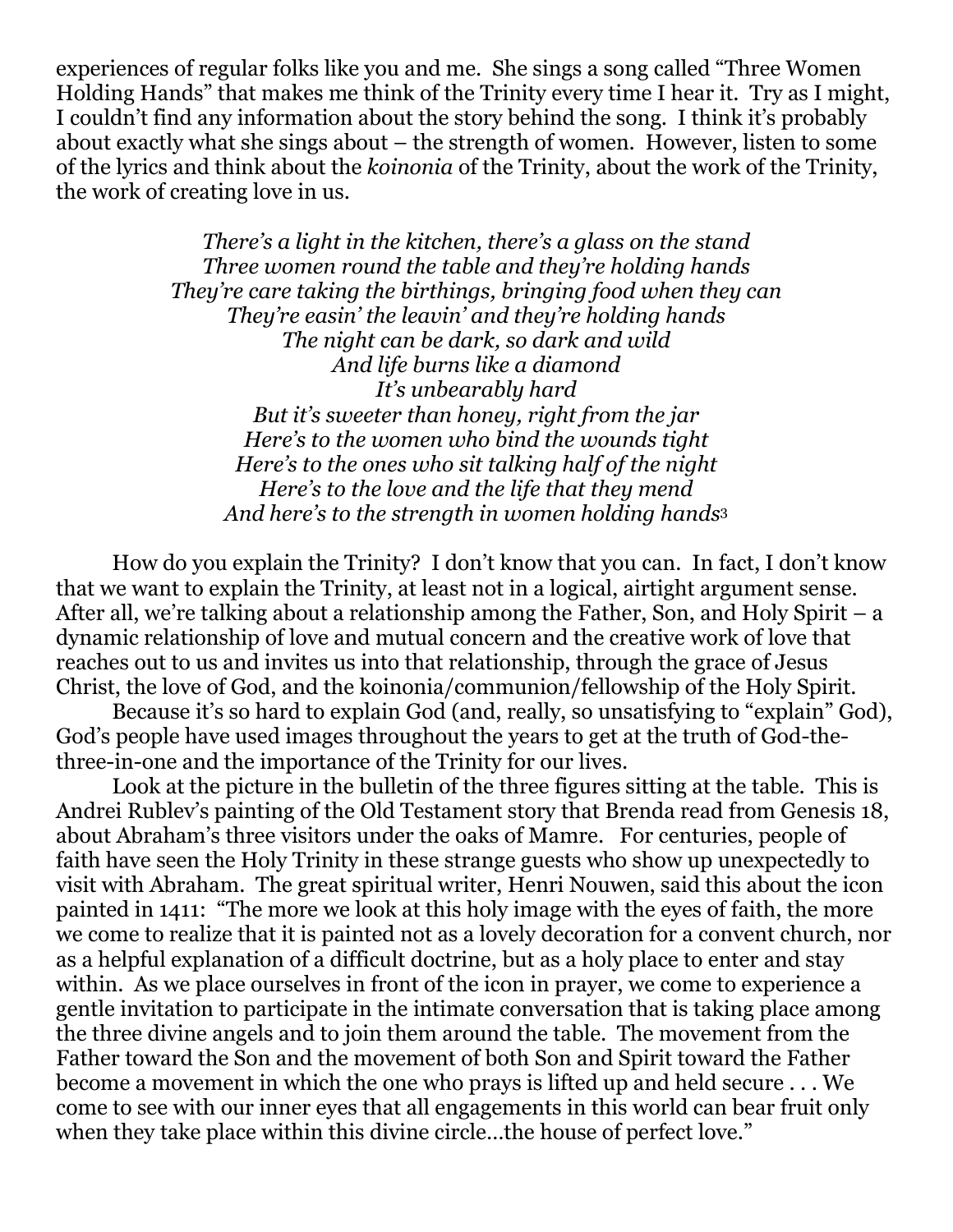experiences of regular folks like you and me. She sings a song called "Three Women Holding Hands" that makes me think of the Trinity every time I hear it. Try as I might, I couldn't find any information about the story behind the song. I think it's probably about exactly what she sings about – the strength of women. However, listen to some of the lyrics and think about the *koinonia* of the Trinity, about the work of the Trinity, the work of creating love in us.

*There's a light in the kitchen, there's a glass on the stand*
*Three women round the table and they're holding hands*
*They're care taking the birthings, bringing food when they can*
*They're easin' the leavin' and they're holding hands*
*The night can be dark, so dark and wild*
*And life burns like a diamond*
*It's unbearably hard*
*But it's sweeter than honey, right from the jar*
*Here's to the women who bind the wounds tight*
*Here's to the ones who sit talking half of the night*
*Here's to the love and the life that they mend*
*And here's to the strength in women holding hands*[3]

How do you explain the Trinity? I don't know that you can. In fact, I don't know that we want to explain the Trinity, at least not in a logical, airtight argument sense. After all, we're talking about a relationship among the Father, Son, and Holy Spirit – a dynamic relationship of love and mutual concern and the creative work of love that reaches out to us and invites us into that relationship, through the grace of Jesus Christ, the love of God, and the koinonia/communion/fellowship of the Holy Spirit.

Because it's so hard to explain God (and, really, so unsatisfying to "explain" God), God's people have used images throughout the years to get at the truth of God-the-three-in-one and the importance of the Trinity for our lives.

Look at the picture in the bulletin of the three figures sitting at the table. This is Andrei Rublev's painting of the Old Testament story that Brenda read from Genesis 18, about Abraham's three visitors under the oaks of Mamre. For centuries, people of faith have seen the Holy Trinity in these strange guests who show up unexpectedly to visit with Abraham. The great spiritual writer, Henri Nouwen, said this about the icon painted in 1411: "The more we look at this holy image with the eyes of faith, the more we come to realize that it is painted not as a lovely decoration for a convent church, nor as a helpful explanation of a difficult doctrine, but as a holy place to enter and stay within. As we place ourselves in front of the icon in prayer, we come to experience a gentle invitation to participate in the intimate conversation that is taking place among the three divine angels and to join them around the table. The movement from the Father toward the Son and the movement of both Son and Spirit toward the Father become a movement in which the one who prays is lifted up and held secure . . . We come to see with our inner eyes that all engagements in this world can bear fruit only when they take place within this divine circle…the house of perfect love."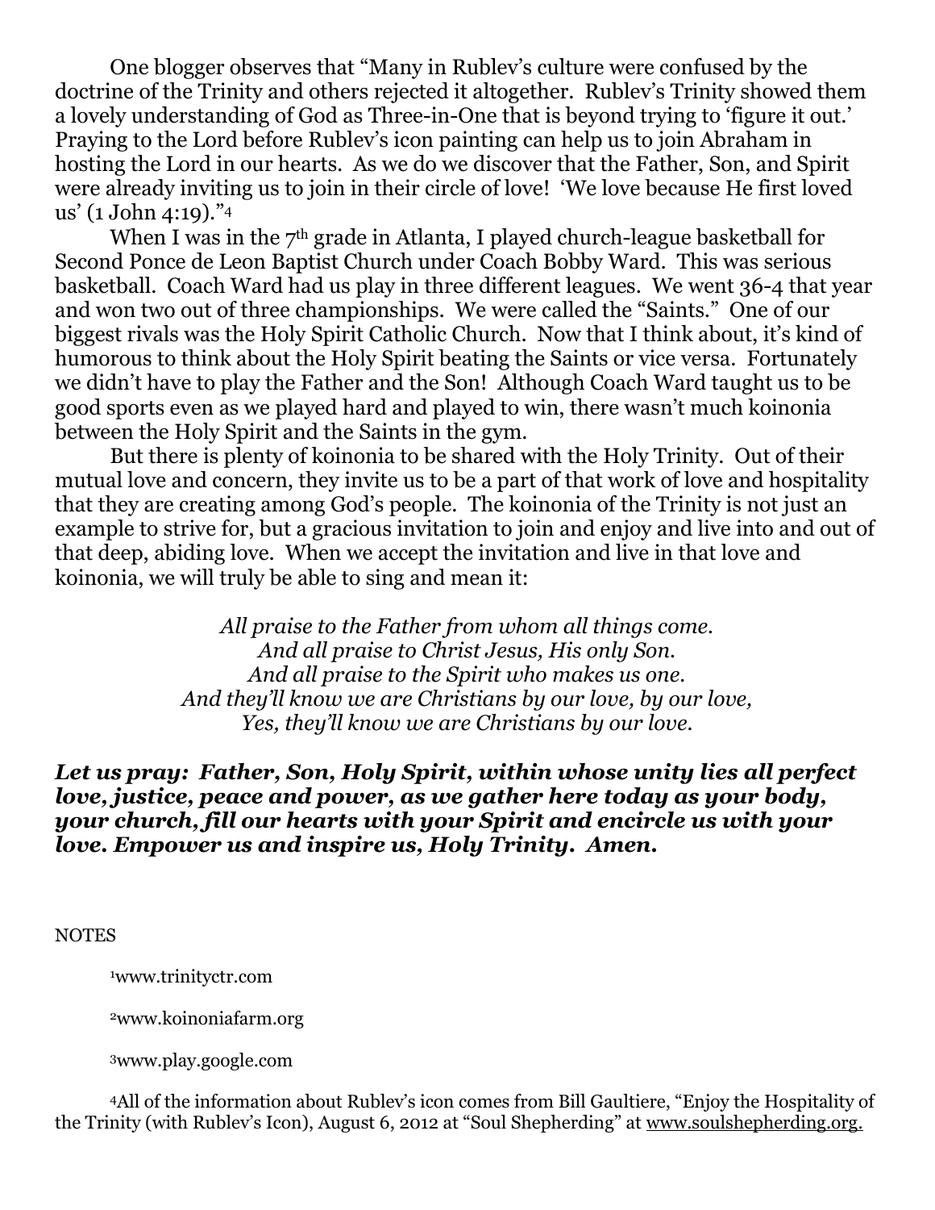One blogger observes that "Many in Rublev's culture were confused by the doctrine of the Trinity and others rejected it altogether. Rublev's Trinity showed them a lovely understanding of God as Three-in-One that is beyond trying to 'figure it out.' Praying to the Lord before Rublev's icon painting can help us to join Abraham in hosting the Lord in our hearts. As we do we discover that the Father, Son, and Spirit were already inviting us to join in their circle of love! 'We love because He first loved us' (1 John 4:19)."[4]

When I was in the 7th grade in Atlanta, I played church-league basketball for Second Ponce de Leon Baptist Church under Coach Bobby Ward. This was serious basketball. Coach Ward had us play in three different leagues. We went 36-4 that year and won two out of three championships. We were called the "Saints." One of our biggest rivals was the Holy Spirit Catholic Church. Now that I think about, it's kind of humorous to think about the Holy Spirit beating the Saints or vice versa. Fortunately we didn't have to play the Father and the Son! Although Coach Ward taught us to be good sports even as we played hard and played to win, there wasn't much koinonia between the Holy Spirit and the Saints in the gym.

But there is plenty of koinonia to be shared with the Holy Trinity. Out of their mutual love and concern, they invite us to be a part of that work of love and hospitality that they are creating among God's people. The koinonia of the Trinity is not just an example to strive for, but a gracious invitation to join and enjoy and live into and out of that deep, abiding love. When we accept the invitation and live in that love and koinonia, we will truly be able to sing and mean it:

*All praise to the Father from whom all things come.*
*And all praise to Christ Jesus, His only Son.*
*And all praise to the Spirit who makes us one.*
*And they'll know we are Christians by our love, by our love,*
*Yes, they'll know we are Christians by our love.*

***Let us pray: Father, Son, Holy Spirit, within whose unity lies all perfect love, justice, peace and power, as we gather here today as your body, your church, fill our hearts with your Spirit and encircle us with your love. Empower us and inspire us, Holy Trinity. Amen.***

NOTES

[1]www.trinityctr.com

[2]www.koinoniafarm.org

[3]www.play.google.com

[4]All of the information about Rublev's icon comes from Bill Gaultiere, "Enjoy the Hospitality of the Trinity (with Rublev's Icon), August 6, 2012 at "Soul Shepherding" at www.soulshepherding.org.